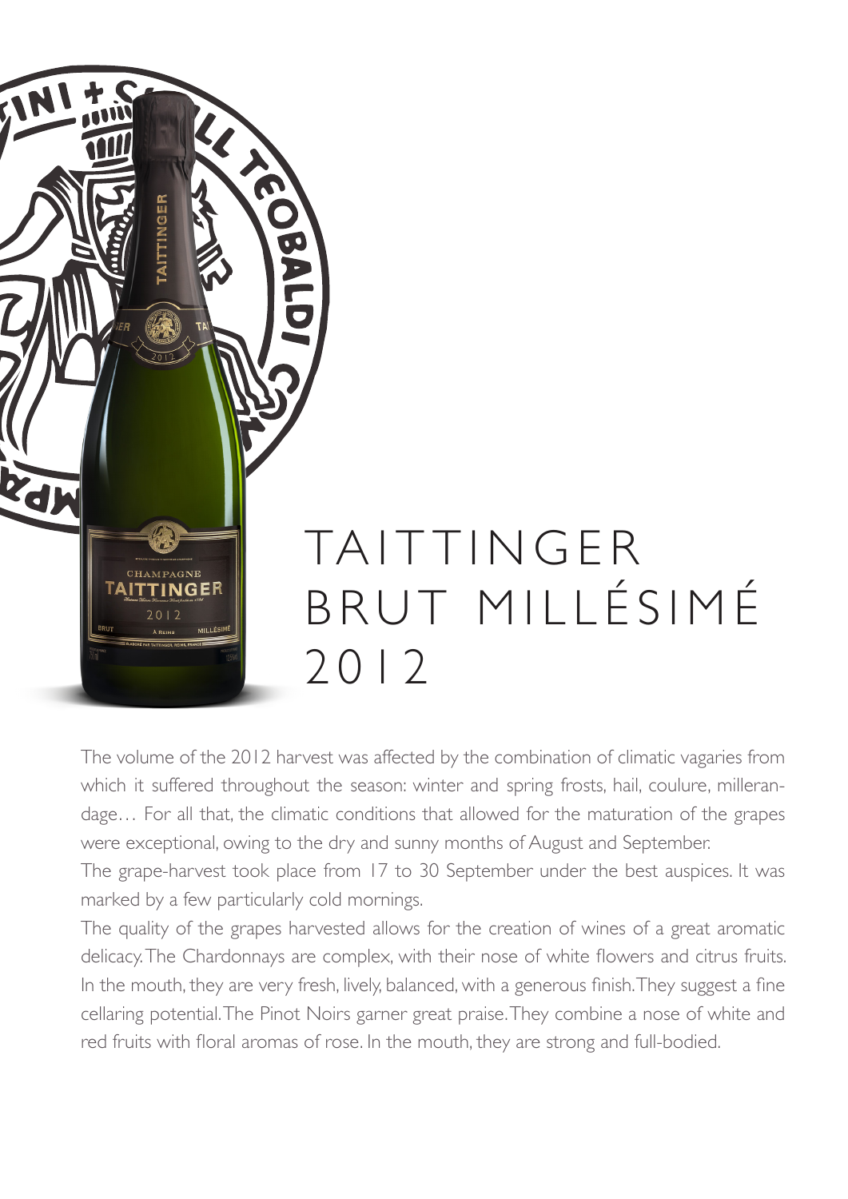# TAITTINGER BRUT MILLÉSIMÉ 2012

The volume of the 2012 harvest was affected by the combination of climatic vagaries from which it suffered throughout the season: winter and spring frosts, hail, coulure, millerandage… For all that, the climatic conditions that allowed for the maturation of the grapes were exceptional, owing to the dry and sunny months of August and September.

The grape-harvest took place from 17 to 30 September under the best auspices. It was marked by a few particularly cold mornings.

The quality of the grapes harvested allows for the creation of wines of a great aromatic delicacy. The Chardonnays are complex, with their nose of white flowers and citrus fruits. In the mouth, they are very fresh, lively, balanced, with a generous finish. They suggest a fine cellaring potential. The Pinot Noirs garner great praise. They combine a nose of white and red fruits with floral aromas of rose. In the mouth, they are strong and full-bodied.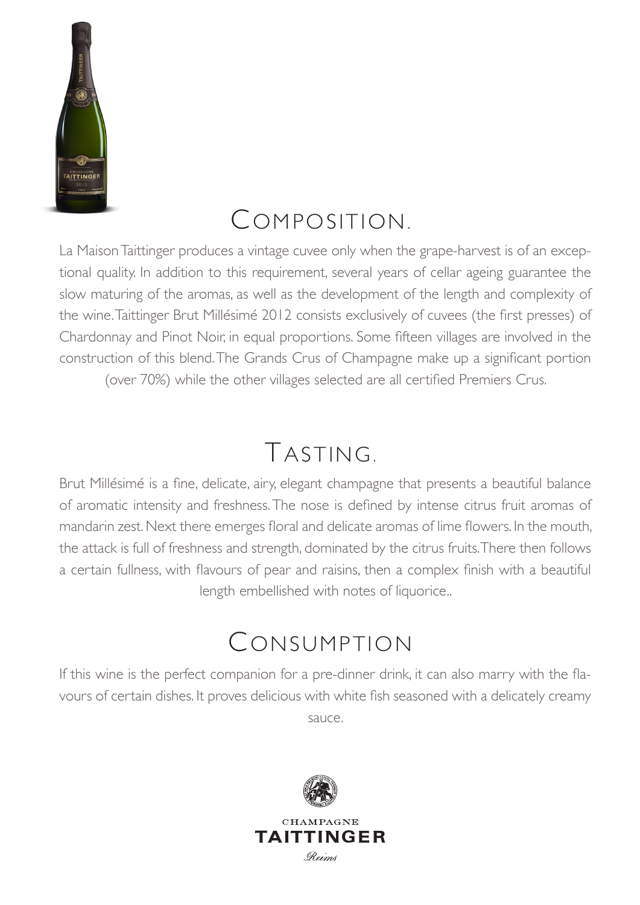## Composition.

La Maison Taittinger produces a vintage cuvee only when the grape-harvest is of an exceptional quality. In addition to this requirement, several years of cellar ageing guarantee the slow maturing of the aromas, as well as the development of the length and complexity of the wine. Taittinger Brut Millésimé 2012 consists exclusively of cuvees (the first presses) of Chardonnay and Pinot Noir, in equal proportions. Some fifteen villages are involved in the construction of this blend. The Grands Crus of Champagne make up a significant portion (over 70%) while the other villages selected are all certified Premiers Crus.

## Tasting.

Brut Millésimé is a fine, delicate, airy, elegant champagne that presents a beautiful balance of aromatic intensity and freshness. The nose is defined by intense citrus fruit aromas of mandarin zest. Next there emerges floral and delicate aromas of lime flowers. In the mouth, the attack is full of freshness and strength, dominated by the citrus fruits. There then follows a certain fullness, with flavours of pear and raisins, then a complex finish with a beautiful length embellished with notes of liquorice..

## Consumption

If this wine is the perfect companion for a pre-dinner drink, it can also marry with the flavours of certain dishes. It proves delicious with white fish seasoned with a delicately creamy sauce.

CHAMPAGNE
TAITTINGER
*Reims*